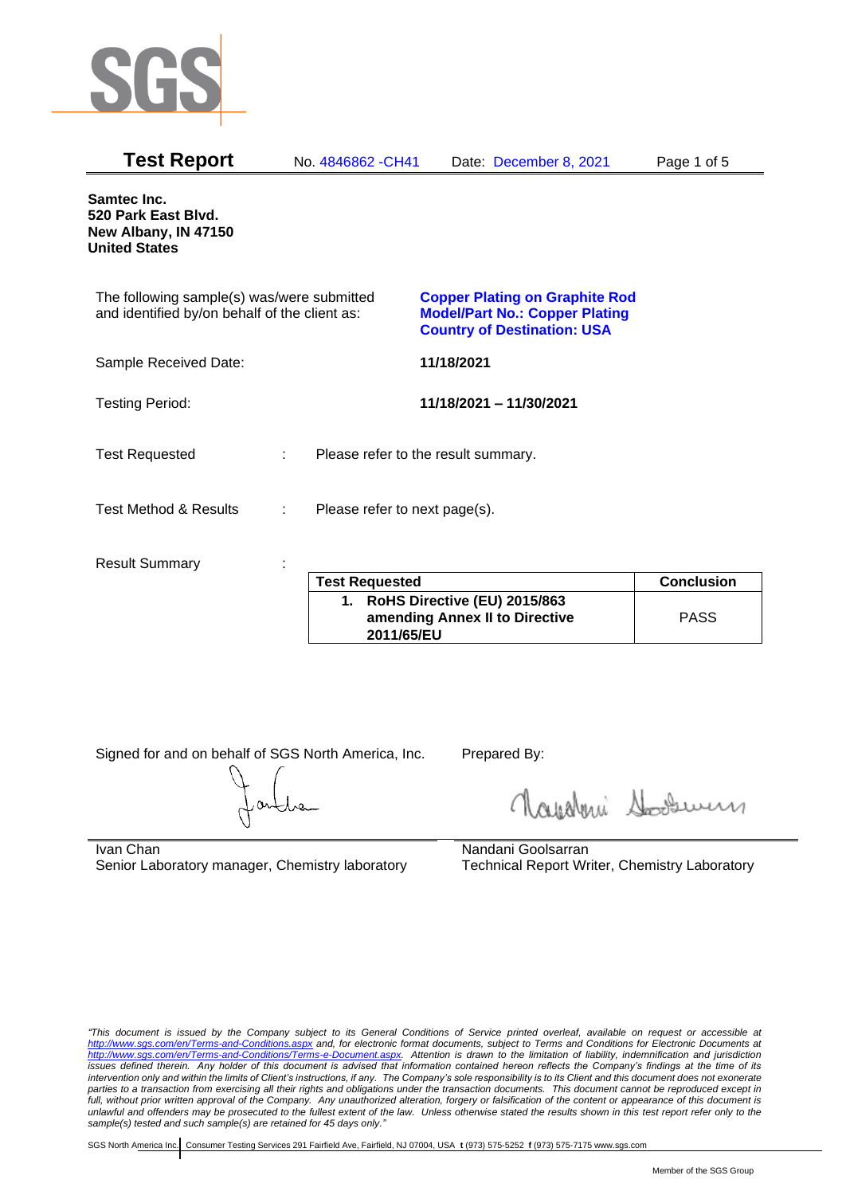# Test Report

No. 4846862 -CH41 Date: December 8, 2021

**Samtec Inc.**
**520 Park East Blvd.**
**New Albany, IN 47150**
**United States**

The following sample(s) was/were submitted and identified by/on behalf of the client as:

**Copper Plating on Graphite Rod**
**Model/Part No.: Copper Plating**
**Country of Destination: USA**

Sample Received Date: **11/18/2021**

Testing Period: **11/18/2021 – 11/30/2021**

Test Requested : Please refer to the result summary.

Test Method & Results : Please refer to next page(s).

Result Summary :

| Test Requested | Conclusion |
|---|---|
| **1. RoHS Directive (EU) 2015/863 amending Annex II to Directive 2011/65/EU** | PASS |

Signed for and on behalf of SGS North America, Inc.

Ivan Chan
Senior Laboratory manager, Chemistry laboratory

Prepared By:

Nandani Goolsarran
Technical Report Writer, Chemistry Laboratory

*"This document is issued by the Company subject to its General Conditions of Service printed overleaf, available on request or accessible at http://www.sgs.com/en/Terms-and-Conditions.aspx and, for electronic format documents, subject to Terms and Conditions for Electronic Documents at http://www.sgs.com/en/Terms-and-Conditions/Terms-e-Document.aspx. Attention is drawn to the limitation of liability, indemnification and jurisdiction issues defined therein. Any holder of this document is advised that information contained hereon reflects the Company's findings at the time of its intervention only and within the limits of Client's instructions, if any. The Company's sole responsibility is to its Client and this document does not exonerate parties to a transaction from exercising all their rights and obligations under the transaction documents. This document cannot be reproduced except in full, without prior written approval of the Company. Any unauthorized alteration, forgery or falsification of the content or appearance of this document is unlawful and offenders may be prosecuted to the fullest extent of the law. Unless otherwise stated the results shown in this test report refer only to the sample(s) tested and such sample(s) are retained for 45 days only."*

SGS North America Inc. | Consumer Testing Services 291 Fairfield Ave, Fairfield, NJ 07004, USA **t** (973) 575-5252 **f** (973) 575-7175 www.sgs.com

Member of the SGS Group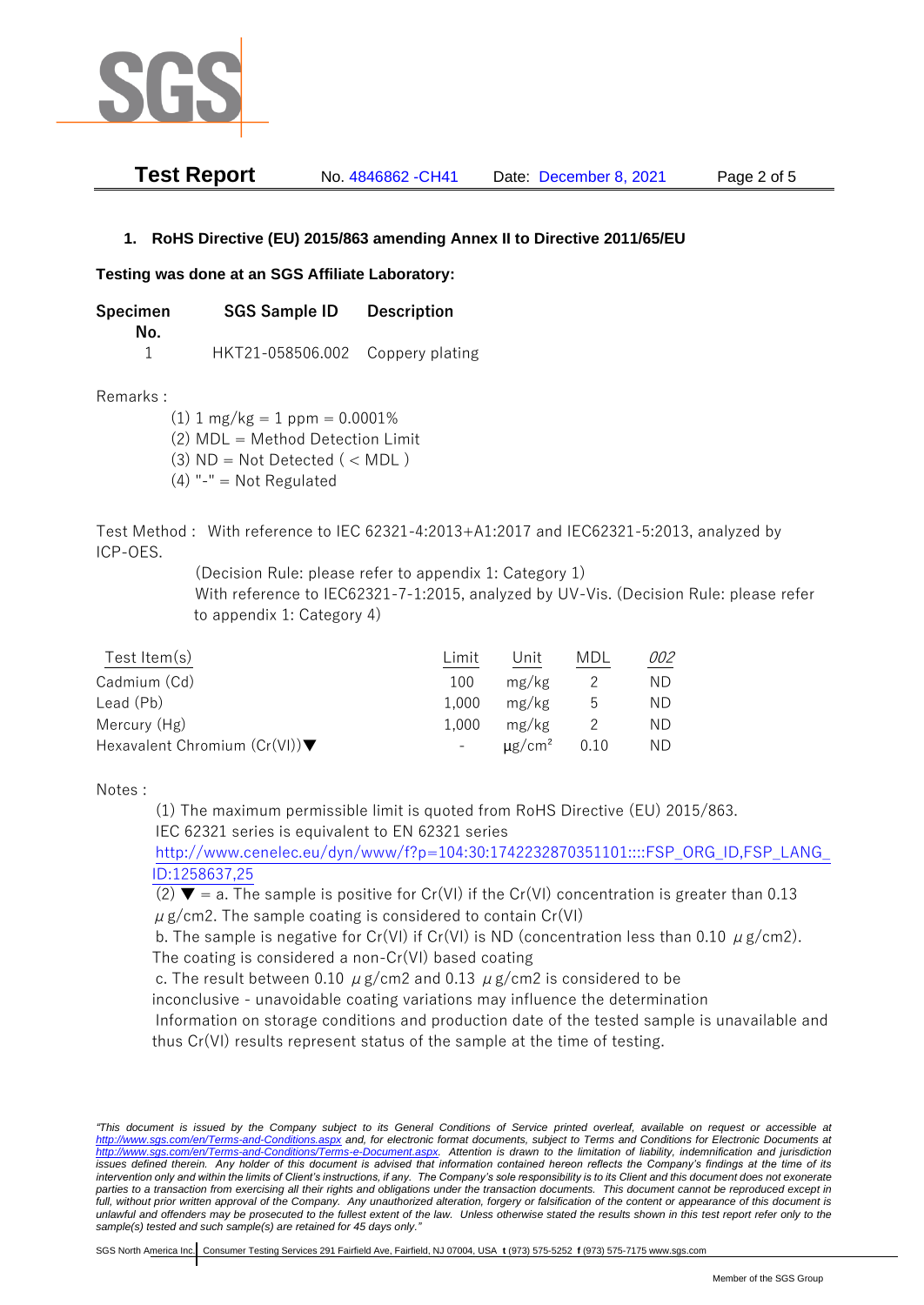## 1. RoHS Directive (EU) 2015/863 amending Annex II to Directive 2011/65/EU

**Testing was done at an SGS Affiliate Laboratory:**

| Specimen No. | SGS Sample ID | Description |
|---|---|---|
| 1 | HKT21-058506.002 | Coppery plating |

Remarks :

(1) 1 mg/kg = 1 ppm = 0.0001%
(2) MDL = Method Detection Limit
(3) ND = Not Detected ( < MDL )
(4) "-" = Not Regulated

Test Method : With reference to IEC 62321-4:2013+A1:2017 and IEC62321-5:2013, analyzed by ICP-OES.
(Decision Rule: please refer to appendix 1: Category 1)
With reference to IEC62321-7-1:2015, analyzed by UV-Vis. (Decision Rule: please refer to appendix 1: Category 4)

| Test Item(s) | Limit | Unit | MDL | 002 |
|---|---|---|---|---|
| Cadmium (Cd) | 100 | mg/kg | 2 | ND |
| Lead (Pb) | 1,000 | mg/kg | 5 | ND |
| Mercury (Hg) | 1,000 | mg/kg | 2 | ND |
| Hexavalent Chromium (Cr(VI))▼ | - | μg/cm² | 0.10 | ND |

Notes :

(1) The maximum permissible limit is quoted from RoHS Directive (EU) 2015/863.
IEC 62321 series is equivalent to EN 62321 series
http://www.cenelec.eu/dyn/www/f?p=104:30:1742232870351101::::FSP_ORG_ID,FSP_LANG_ID:1258637,25

(2) ▼ = a. The sample is positive for Cr(VI) if the Cr(VI) concentration is greater than 0.13 μg/cm2. The sample coating is considered to contain Cr(VI)
b. The sample is negative for Cr(VI) if Cr(VI) is ND (concentration less than 0.10 μg/cm2). The coating is considered a non-Cr(VI) based coating
c. The result between 0.10 μg/cm2 and 0.13 μg/cm2 is considered to be inconclusive - unavoidable coating variations may influence the determination
Information on storage conditions and production date of the tested sample is unavailable and thus Cr(VI) results represent status of the sample at the time of testing.

*"This document is issued by the Company subject to its General Conditions of Service printed overleaf, available on request or accessible at http://www.sgs.com/en/Terms-and-Conditions.aspx and, for electronic format documents, subject to Terms and Conditions for Electronic Documents at http://www.sgs.com/en/Terms-and-Conditions/Terms-e-Document.aspx. Attention is drawn to the limitation of liability, indemnification and jurisdiction issues defined therein. Any holder of this document is advised that information contained hereon reflects the Company's findings at the time of its intervention only and within the limits of Client's instructions, if any. The Company's sole responsibility is to its Client and this document does not exonerate parties to a transaction from exercising all their rights and obligations under the transaction documents. This document cannot be reproduced except in full, without prior written approval of the Company. Any unauthorized alteration, forgery or falsification of the content or appearance of this document is unlawful and offenders may be prosecuted to the fullest extent of the law. Unless otherwise stated the results shown in this test report refer only to the sample(s) tested and such sample(s) are retained for 45 days only."*

SGS North America Inc. | Consumer Testing Services 291 Fairfield Ave, Fairfield, NJ 07004, USA **t** (973) 575-5252 **f** (973) 575-7175 www.sgs.com

Member of the SGS Group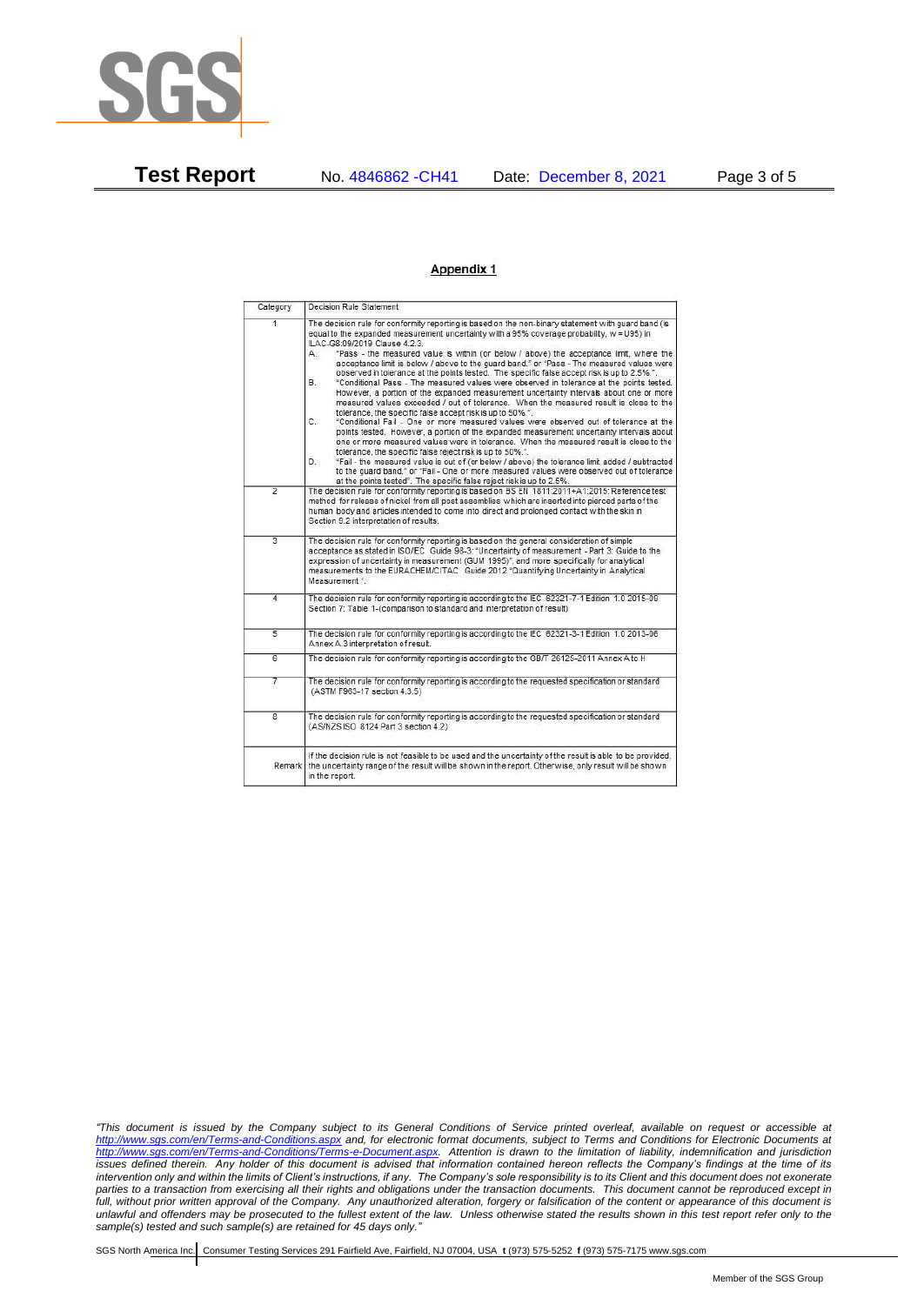## Appendix 1

| Category | Decision Rule Statement |
| --- | --- |
| 1 | The decision rule for conformity reporting is based on the non-binary statement with guard band (is equal to the expanded measurement uncertainty with a 95% coverage probability, w = U95) in ILAC-G8:09/2019 Clause 4.2.3.<br>A. "Pass - the measured value is within (or below / above) the acceptance limit, where the acceptance limit is below / above to the guard band." or "Pass - The measured values were observed in tolerance at the points tested. The specific false accept risk is up to 2.5%.".<br>B. "Conditional Pass - The measured values were observed in tolerance at the points tested. However, a portion of the expanded measurement uncertainty intervals about one or more measured values exceeded / out of tolerance. When the measured result is close to the tolerance, the specific false accept risk is up to 50%.".<br>C. "Conditional Fail - One or more measured values were observed out of tolerance at the points tested. However, a portion of the expanded measurement uncertainty intervals about one or more measured values were in tolerance. When the measured result is close to the tolerance, the specific false reject risk is up to 50%.".<br>D. "Fail - the measured value is out of (or below / above) the tolerance limit added / subtracted to the guard band." or "Fail - One or more measured values were observed out of tolerance at the points tested". The specific false reject risk is up to 2.5%. |
| 2 | The decision rule for conformity reporting is based on BS EN 1811:2011+A1:2015: Reference test method for release of nickel from all post assemblies which are inserted into pierced parts of the human body and articles intended to come into direct and prolonged contact with the skin in Section 9.2 interpretation of results. |
| 3 | The decision rule for conformity reporting is based on the general consideration of simple acceptance as stated in ISO/IEC Guide 98-3: "Uncertainty of measurement - Part 3: Guide to the expression of uncertainty in measurement (GUM 1995)", and more specifically for analytical measurements to the EURACHEM/CITAC Guide 2012 "Quantifying Uncertainty in Analytical Measurement ". |
| 4 | The decision rule for conformity reporting is according to the IEC 62321-7-1 Edition 1.0 2015-09 Section 7: Table 1-(comparison to standard and interpretation of result) |
| 5 | The decision rule for conformity reporting is according to the IEC 62321-3-1 Edition 1.0 2013-06 Annex A.3 interpretation of result. |
| 6 | The decision rule for conformity reporting is according to the GB/T 26125-2011 Annex A to H |
| 7 | The decision rule for conformity reporting is according to the requested specification or standard (ASTM F963-17 section 4.3.5) |
| 8 | The decision rule for conformity reporting is according to the requested specification or standard (AS/NZS ISO 8124 Part 3 section 4.2) |
| Remark | If the decision rule is not feasible to be used and the uncertainty of the result is able to be provided, the uncertainty range of the result will be shown in the report. Otherwise, only result will be shown in the report. |

*"This document is issued by the Company subject to its General Conditions of Service printed overleaf, available on request or accessible at http://www.sgs.com/en/Terms-and-Conditions.aspx and, for electronic format documents, subject to Terms and Conditions for Electronic Documents at http://www.sgs.com/en/Terms-and-Conditions/Terms-e-Document.aspx. Attention is drawn to the limitation of liability, indemnification and jurisdiction issues defined therein. Any holder of this document is advised that information contained hereon reflects the Company's findings at the time of its intervention only and within the limits of Client's instructions, if any. The Company's sole responsibility is to its Client and this document does not exonerate parties to a transaction from exercising all their rights and obligations under the transaction documents. This document cannot be reproduced except in full, without prior written approval of the Company. Any unauthorized alteration, forgery or falsification of the content or appearance of this document is unlawful and offenders may be prosecuted to the fullest extent of the law. Unless otherwise stated the results shown in this test report refer only to the sample(s) tested and such sample(s) are retained for 45 days only."*

SGS North America Inc. | Consumer Testing Services 291 Fairfield Ave, Fairfield, NJ 07004, USA **t** (973) 575-5252 **f** (973) 575-7175 www.sgs.com

Member of the SGS Group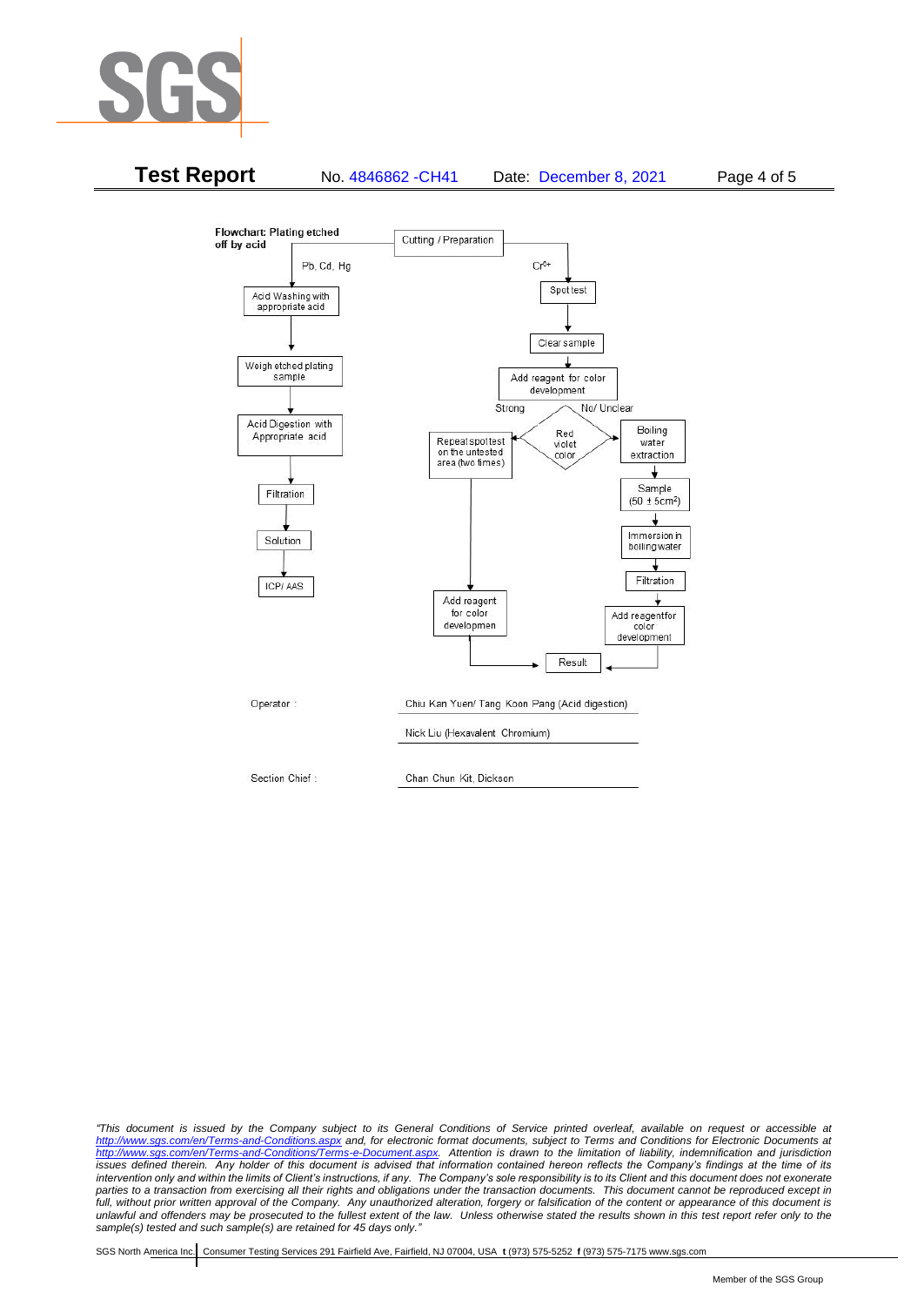**Test Report** No. 4846862 -CH41 Date: December 8, 2021

**Flowchart: Plating etched off by acid**

Cutting / Preparation

Pb, Cd, Hg

- Acid Washing with appropriate acid
- Weigh etched plating sample
- Acid Digestion with Appropriate acid
- Filtration
- Solution
- ICP/ AAS

$Cr^{6+}$

- Spot test
- Clear sample
- Add reagent for color development
- Red violet color
  - Strong → Repeat spot test on the untested area (two times) → Add reagent for color developmen → Result
  - No/ Unclear → Boiling water extraction → Sample ($50 \pm 5cm^2$) → Immersion in boiling water → Filtration → Add reagentfor color development → Result

| | |
|---|---|
| Operator : | Chiu Kan Yuen/ Tang Koon Pang (Acid digestion) |
| | Nick Liu (Hexavalent Chromium) |
| Section Chief : | Chan Chun Kit, Dickson |

*"This document is issued by the Company subject to its General Conditions of Service printed overleaf, available on request or accessible at http://www.sgs.com/en/Terms-and-Conditions.aspx and, for electronic format documents, subject to Terms and Conditions for Electronic Documents at http://www.sgs.com/en/Terms-and-Conditions/Terms-e-Document.aspx. Attention is drawn to the limitation of liability, indemnification and jurisdiction issues defined therein. Any holder of this document is advised that information contained hereon reflects the Company's findings at the time of its intervention only and within the limits of Client's instructions, if any. The Company's sole responsibility is to its Client and this document does not exonerate parties to a transaction from exercising all their rights and obligations under the transaction documents. This document cannot be reproduced except in full, without prior written approval of the Company. Any unauthorized alteration, forgery or falsification of the content or appearance of this document is unlawful and offenders may be prosecuted to the fullest extent of the law. Unless otherwise stated the results shown in this test report refer only to the sample(s) tested and such sample(s) are retained for 45 days only."*

SGS North America Inc. | Consumer Testing Services 291 Fairfield Ave, Fairfield, NJ 07004, USA **t** (973) 575-5252 **f** (973) 575-7175 www.sgs.com

Member of the SGS Group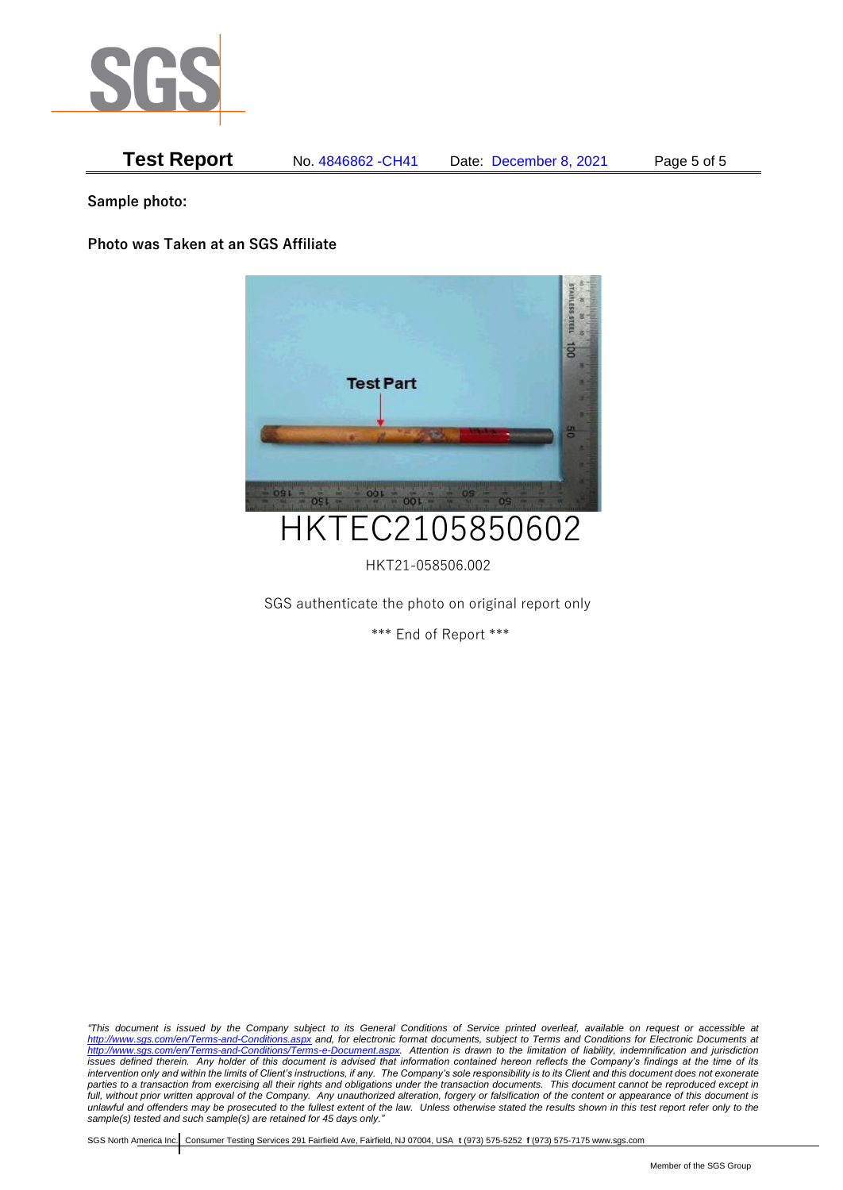**Sample photo:**

**Photo was Taken at an SGS Affiliate**

Test Part

HKTEC2105850602

HKT21-058506.002

SGS authenticate the photo on original report only

\*\*\* End of Report \*\*\*

*"This document is issued by the Company subject to its General Conditions of Service printed overleaf, available on request or accessible at http://www.sgs.com/en/Terms-and-Conditions.aspx and, for electronic format documents, subject to Terms and Conditions for Electronic Documents at http://www.sgs.com/en/Terms-and-Conditions/Terms-e-Document.aspx. Attention is drawn to the limitation of liability, indemnification and jurisdiction issues defined therein. Any holder of this document is advised that information contained hereon reflects the Company's findings at the time of its intervention only and within the limits of Client's instructions, if any. The Company's sole responsibility is to its Client and this document does not exonerate parties to a transaction from exercising all their rights and obligations under the transaction documents. This document cannot be reproduced except in full, without prior written approval of the Company. Any unauthorized alteration, forgery or falsification of the content or appearance of this document is unlawful and offenders may be prosecuted to the fullest extent of the law. Unless otherwise stated the results shown in this test report refer only to the sample(s) tested and such sample(s) are retained for 45 days only."*

SGS North America Inc. | Consumer Testing Services 291 Fairfield Ave, Fairfield, NJ 07004, USA **t** (973) 575-5252 **f** (973) 575-7175 www.sgs.com

Member of the SGS Group